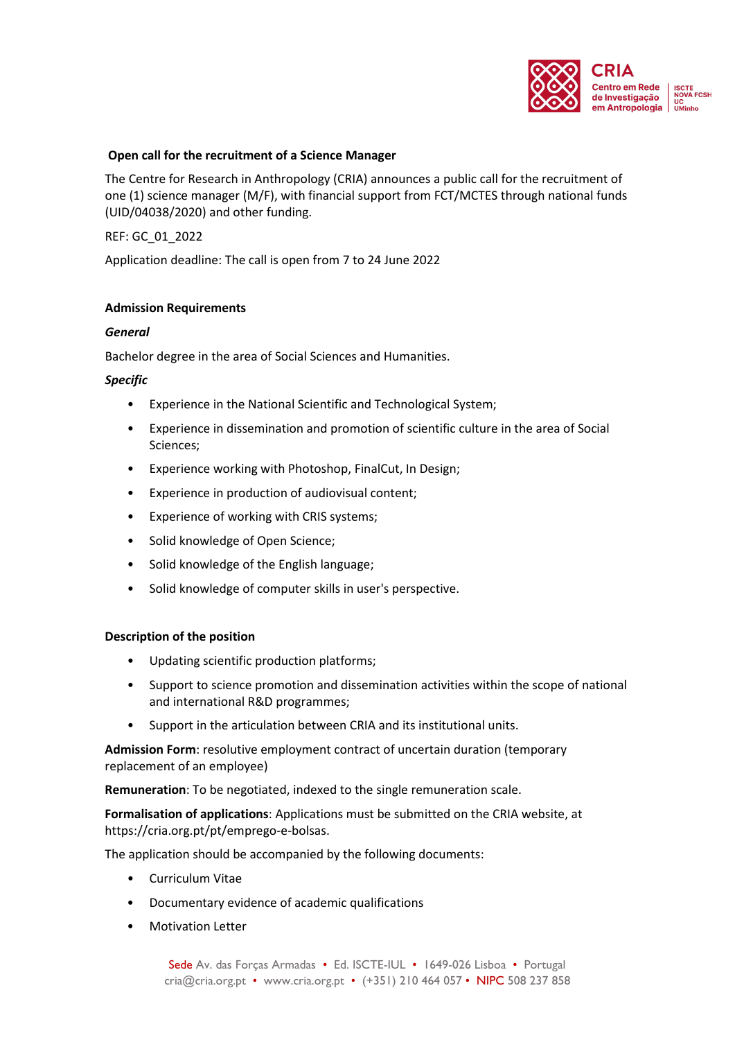## Open call for the recruitment of a Science Manager

The Centre for Research in Anthropology (CRIA) announces a public call for the recruitment of one (1) science manager (M/F), with financial support from FCT/MCTES through national funds (UID/04038/2020) and other funding.

REF: GC_01_2022

Application deadline: The call is open from 7 to 24 June 2022

### Admission Requirements

***General***

Bachelor degree in the area of Social Sciences and Humanities.

***Specific***

- Experience in the National Scientific and Technological System;
- Experience in dissemination and promotion of scientific culture in the area of Social Sciences;
- Experience working with Photoshop, FinalCut, In Design;
- Experience in production of audiovisual content;
- Experience of working with CRIS systems;
- Solid knowledge of Open Science;
- Solid knowledge of the English language;
- Solid knowledge of computer skills in user's perspective.

### Description of the position

- Updating scientific production platforms;
- Support to science promotion and dissemination activities within the scope of national and international R&D programmes;
- Support in the articulation between CRIA and its institutional units.

**Admission Form**: resolutive employment contract of uncertain duration (temporary replacement of an employee)

**Remuneration**: To be negotiated, indexed to the single remuneration scale.

**Formalisation of applications**: Applications must be submitted on the CRIA website, at https://cria.org.pt/pt/emprego-e-bolsas.

The application should be accompanied by the following documents:

- Curriculum Vitae
- Documentary evidence of academic qualifications
- Motivation Letter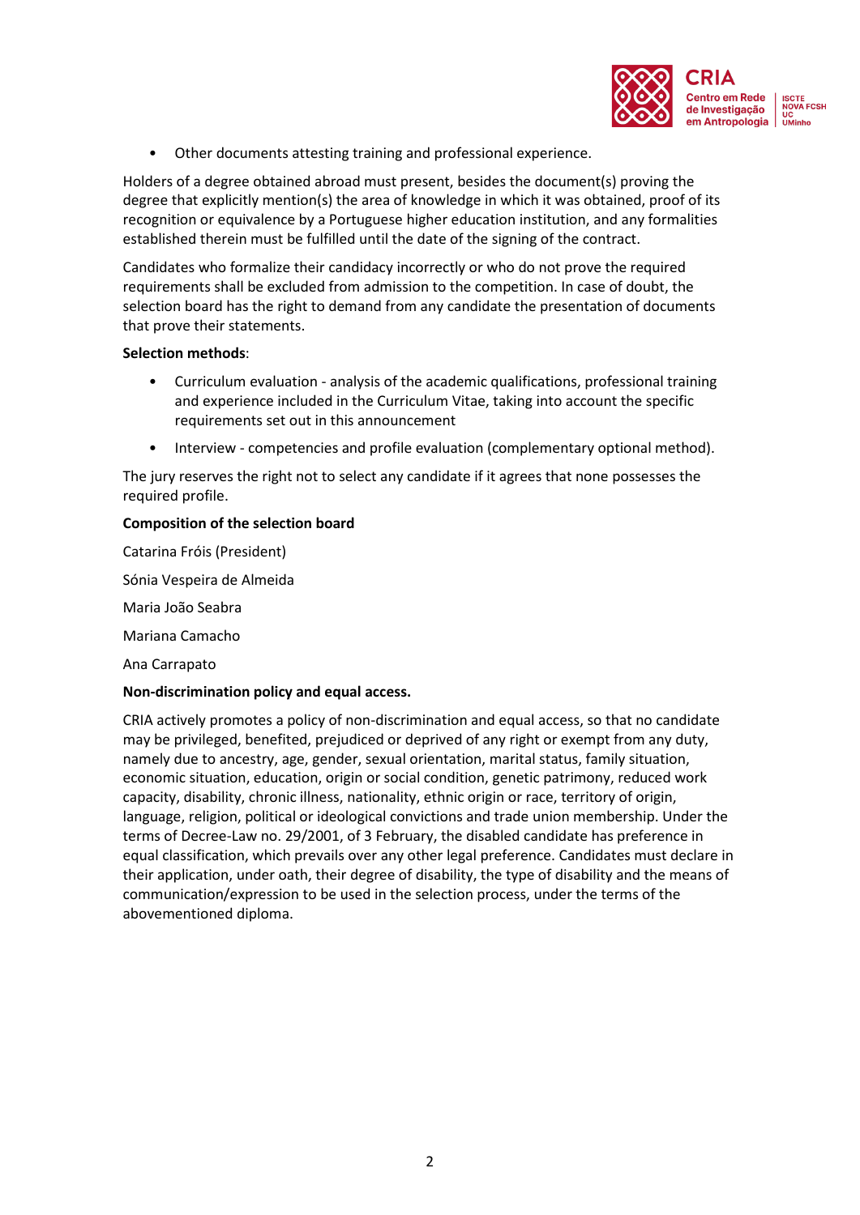- Other documents attesting training and professional experience.

Holders of a degree obtained abroad must present, besides the document(s) proving the degree that explicitly mention(s) the area of knowledge in which it was obtained, proof of its recognition or equivalence by a Portuguese higher education institution, and any formalities established therein must be fulfilled until the date of the signing of the contract.

Candidates who formalize their candidacy incorrectly or who do not prove the required requirements shall be excluded from admission to the competition. In case of doubt, the selection board has the right to demand from any candidate the presentation of documents that prove their statements.

**Selection methods**:

- Curriculum evaluation - analysis of the academic qualifications, professional training and experience included in the Curriculum Vitae, taking into account the specific requirements set out in this announcement
- Interview - competencies and profile evaluation (complementary optional method).

The jury reserves the right not to select any candidate if it agrees that none possesses the required profile.

**Composition of the selection board**

Catarina Fróis (President)

Sónia Vespeira de Almeida

Maria João Seabra

Mariana Camacho

Ana Carrapato

**Non-discrimination policy and equal access.**

CRIA actively promotes a policy of non-discrimination and equal access, so that no candidate may be privileged, benefited, prejudiced or deprived of any right or exempt from any duty, namely due to ancestry, age, gender, sexual orientation, marital status, family situation, economic situation, education, origin or social condition, genetic patrimony, reduced work capacity, disability, chronic illness, nationality, ethnic origin or race, territory of origin, language, religion, political or ideological convictions and trade union membership. Under the terms of Decree-Law no. 29/2001, of 3 February, the disabled candidate has preference in equal classification, which prevails over any other legal preference. Candidates must declare in their application, under oath, their degree of disability, the type of disability and the means of communication/expression to be used in the selection process, under the terms of the abovementioned diploma.